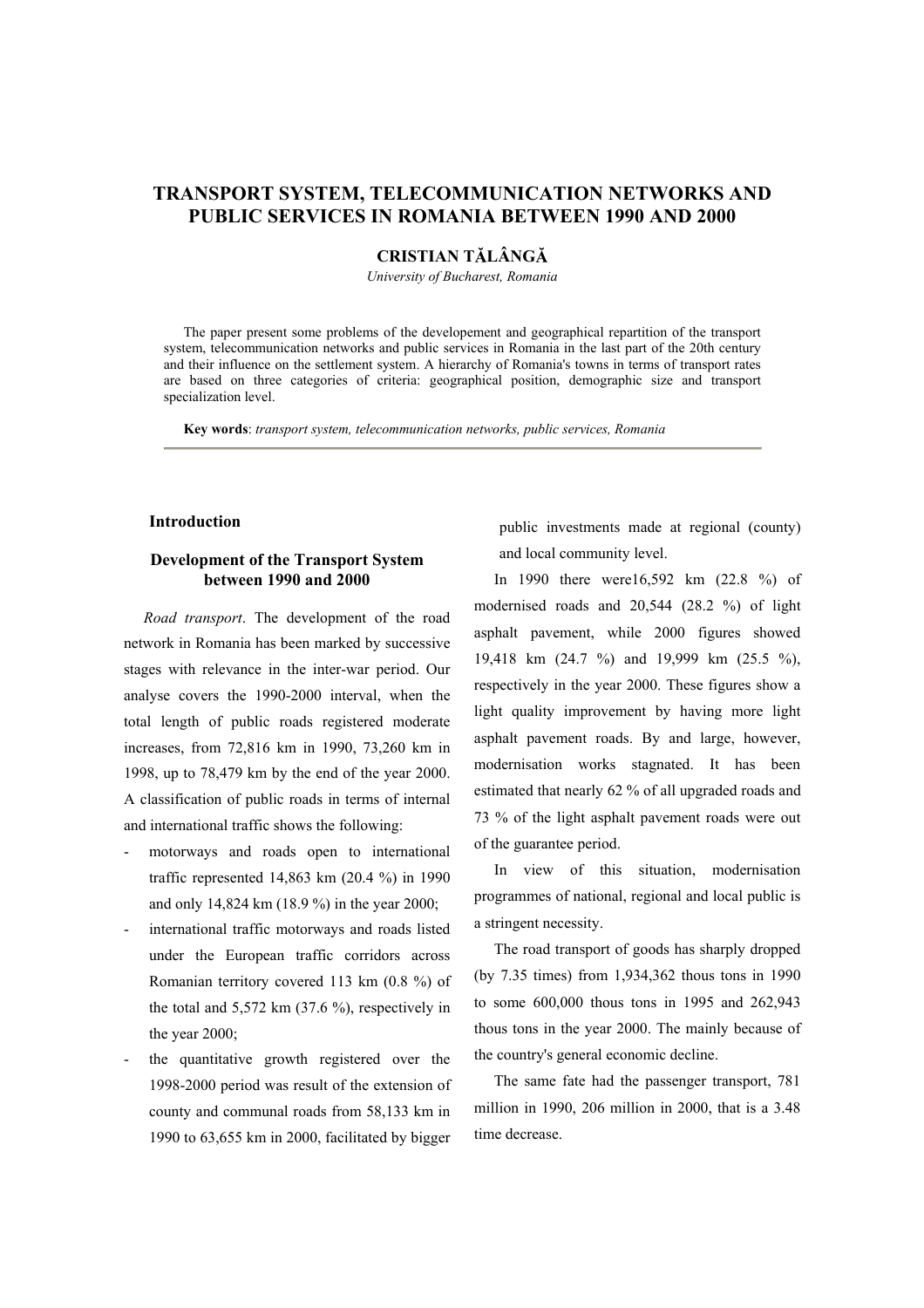# TRANSPORT SYSTEM, TELECOMMUNICATION NETWORKS AND PUBLIC SERVICES IN ROMANIA BETWEEN 1990 AND 2000

**CRISTIAN TĂLÂNGĂ**

*University of Bucharest, Romania*

The paper present some problems of the developement and geographical repartition of the transport system, telecommunication networks and public services in Romania in the last part of the 20th century and their influence on the settlement system. A hierarchy of Romania's towns in terms of transport rates are based on three categories of criteria: geographical position, demographic size and transport specialization level.

**Key words**: *transport system, telecommunication networks, public services, Romania*

## Introduction

### Development of the Transport System between 1990 and 2000

*Road transport*. The development of the road network in Romania has been marked by successive stages with relevance in the inter-war period. Our analyse covers the 1990-2000 interval, when the total length of public roads registered moderate increases, from 72,816 km in 1990, 73,260 km in 1998, up to 78,479 km by the end of the year 2000. A classification of public roads in terms of internal and international traffic shows the following:

- motorways and roads open to international traffic represented 14,863 km (20.4 %) in 1990 and only 14,824 km (18.9 %) in the year 2000;
- international traffic motorways and roads listed under the European traffic corridors across Romanian territory covered 113 km (0.8 %) of the total and 5,572 km (37.6 %), respectively in the year 2000;
- the quantitative growth registered over the 1998-2000 period was result of the extension of county and communal roads from 58,133 km in 1990 to 63,655 km in 2000, facilitated by bigger public investments made at regional (county) and local community level.

In 1990 there were16,592 km (22.8 %) of modernised roads and 20,544 (28.2 %) of light asphalt pavement, while 2000 figures showed 19,418 km (24.7 %) and 19,999 km (25.5 %), respectively in the year 2000. These figures show a light quality improvement by having more light asphalt pavement roads. By and large, however, modernisation works stagnated. It has been estimated that nearly 62 % of all upgraded roads and 73 % of the light asphalt pavement roads were out of the guarantee period.

In view of this situation, modernisation programmes of national, regional and local public is a stringent necessity.

The road transport of goods has sharply dropped (by 7.35 times) from 1,934,362 thous tons in 1990 to some 600,000 thous tons in 1995 and 262,943 thous tons in the year 2000. The mainly because of the country's general economic decline.

The same fate had the passenger transport, 781 million in 1990, 206 million in 2000, that is a 3.48 time decrease.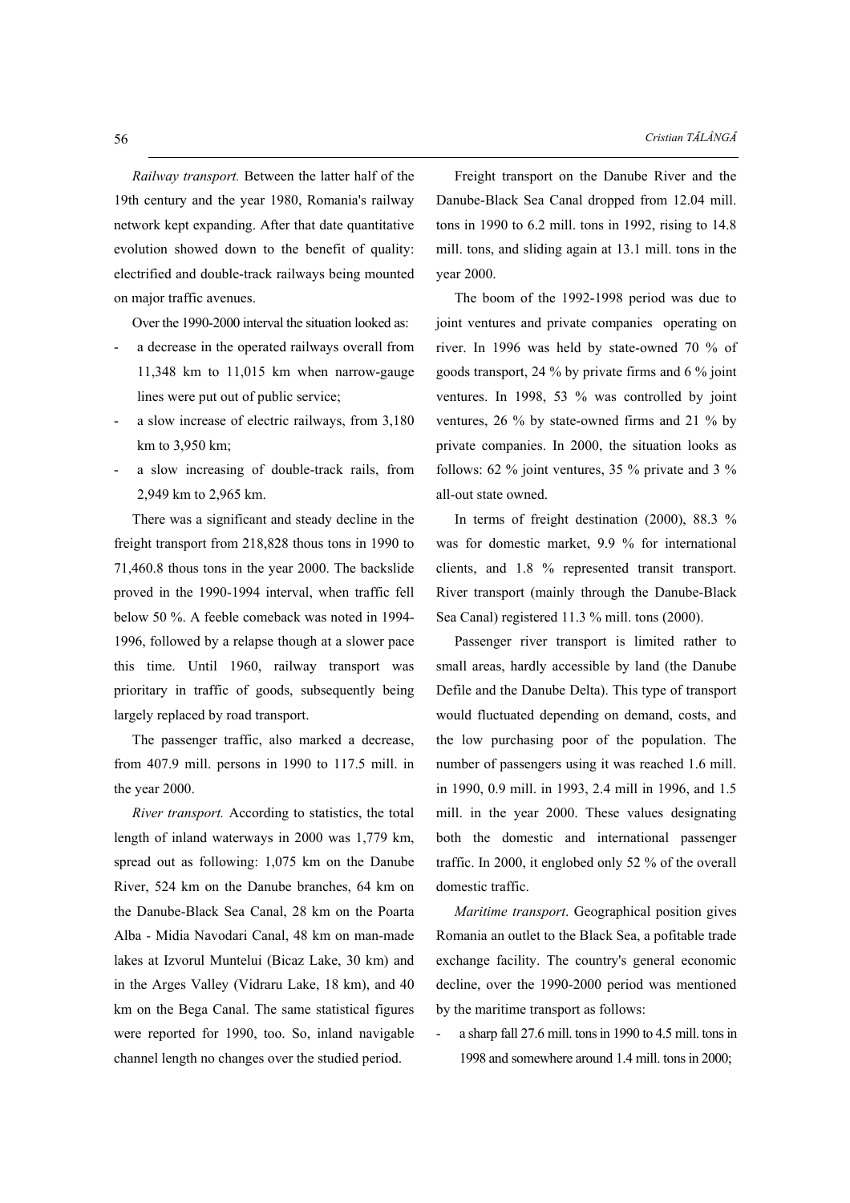*Railway transport.* Between the latter half of the 19th century and the year 1980, Romania's railway network kept expanding. After that date quantitative evolution showed down to the benefit of quality: electrified and double-track railways being mounted on major traffic avenues.

Over the 1990-2000 interval the situation looked as:

- a decrease in the operated railways overall from 11,348 km to 11,015 km when narrow-gauge lines were put out of public service;
- a slow increase of electric railways, from 3,180 km to 3,950 km;
- a slow increasing of double-track rails, from 2,949 km to 2,965 km.

There was a significant and steady decline in the freight transport from 218,828 thous tons in 1990 to 71,460.8 thous tons in the year 2000. The backslide proved in the 1990-1994 interval, when traffic fell below 50 %. A feeble comeback was noted in 1994-1996, followed by a relapse though at a slower pace this time. Until 1960, railway transport was prioritary in traffic of goods, subsequently being largely replaced by road transport.

The passenger traffic, also marked a decrease, from 407.9 mill. persons in 1990 to 117.5 mill. in the year 2000.

*River transport.* According to statistics, the total length of inland waterways in 2000 was 1,779 km, spread out as following: 1,075 km on the Danube River, 524 km on the Danube branches, 64 km on the Danube-Black Sea Canal, 28 km on the Poarta Alba - Midia Navodari Canal, 48 km on man-made lakes at Izvorul Muntelui (Bicaz Lake, 30 km) and in the Arges Valley (Vidraru Lake, 18 km), and 40 km on the Bega Canal. The same statistical figures were reported for 1990, too. So, inland navigable channel length no changes over the studied period.

Freight transport on the Danube River and the Danube-Black Sea Canal dropped from 12.04 mill. tons in 1990 to 6.2 mill. tons in 1992, rising to 14.8 mill. tons, and sliding again at 13.1 mill. tons in the year 2000.

The boom of the 1992-1998 period was due to joint ventures and private companies operating on river. In 1996 was held by state-owned 70 % of goods transport, 24 % by private firms and 6 % joint ventures. In 1998, 53 % was controlled by joint ventures, 26 % by state-owned firms and 21 % by private companies. In 2000, the situation looks as follows: 62 % joint ventures, 35 % private and 3 % all-out state owned.

In terms of freight destination (2000), 88.3 % was for domestic market, 9.9 % for international clients, and 1.8 % represented transit transport. River transport (mainly through the Danube-Black Sea Canal) registered 11.3 % mill. tons (2000).

Passenger river transport is limited rather to small areas, hardly accessible by land (the Danube Defile and the Danube Delta). This type of transport would fluctuated depending on demand, costs, and the low purchasing poor of the population. The number of passengers using it was reached 1.6 mill. in 1990, 0.9 mill. in 1993, 2.4 mill in 1996, and 1.5 mill. in the year 2000. These values designating both the domestic and international passenger traffic. In 2000, it englobed only 52 % of the overall domestic traffic.

*Maritime transport*. Geographical position gives Romania an outlet to the Black Sea, a pofitable trade exchange facility. The country's general economic decline, over the 1990-2000 period was mentioned by the maritime transport as follows:

- a sharp fall 27.6 mill. tons in 1990 to 4.5 mill. tons in 1998 and somewhere around 1.4 mill. tons in 2000;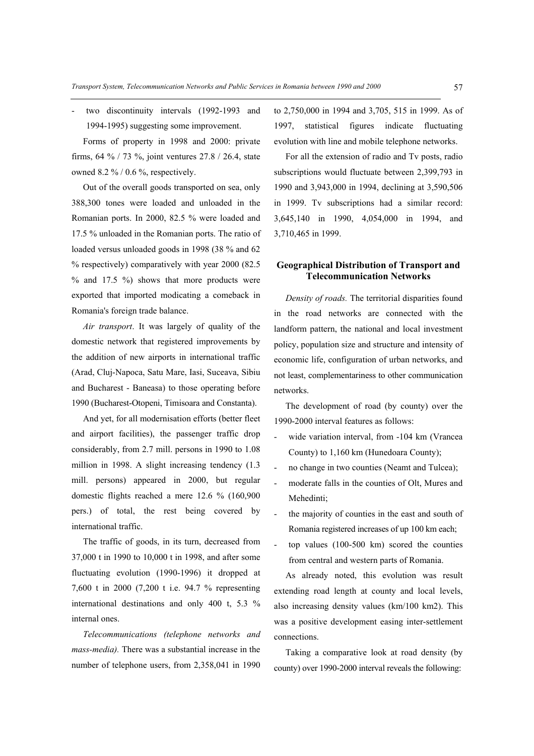- two discontinuity intervals (1992-1993 and 1994-1995) suggesting some improvement.

Forms of property in 1998 and 2000: private firms, 64 % / 73 %, joint ventures 27.8 / 26.4, state owned 8.2 % / 0.6 %, respectively.

Out of the overall goods transported on sea, only 388,300 tones were loaded and unloaded in the Romanian ports. In 2000, 82.5 % were loaded and 17.5 % unloaded in the Romanian ports. The ratio of loaded versus unloaded goods in 1998 (38 % and 62 % respectively) comparatively with year 2000 (82.5 % and 17.5 %) shows that more products were exported that imported modicating a comeback in Romania's foreign trade balance.

*Air transport*. It was largely of quality of the domestic network that registered improvements by the addition of new airports in international traffic (Arad, Cluj-Napoca, Satu Mare, Iasi, Suceava, Sibiu and Bucharest - Baneasa) to those operating before 1990 (Bucharest-Otopeni, Timisoara and Constanta).

And yet, for all modernisation efforts (better fleet and airport facilities), the passenger traffic drop considerably, from 2.7 mill. persons in 1990 to 1.08 million in 1998. A slight increasing tendency (1.3 mill. persons) appeared in 2000, but regular domestic flights reached a mere 12.6 % (160,900 pers.) of total, the rest being covered by international traffic.

The traffic of goods, in its turn, decreased from 37,000 t in 1990 to 10,000 t in 1998, and after some fluctuating evolution (1990-1996) it dropped at 7,600 t in 2000 (7,200 t i.e. 94.7 % representing international destinations and only 400 t, 5.3 % internal ones.

*Telecommunications (telephone networks and mass-media).* There was a substantial increase in the number of telephone users, from 2,358,041 in 1990 to 2,750,000 in 1994 and 3,705, 515 in 1999. As of 1997, statistical figures indicate fluctuating evolution with line and mobile telephone networks.

For all the extension of radio and Tv posts, radio subscriptions would fluctuate between 2,399,793 in 1990 and 3,943,000 in 1994, declining at 3,590,506 in 1999. Tv subscriptions had a similar record: 3,645,140 in 1990, 4,054,000 in 1994, and 3,710,465 in 1999.

## Geographical Distribution of Transport and Telecommunication Networks

*Density of roads.* The territorial disparities found in the road networks are connected with the landform pattern, the national and local investment policy, population size and structure and intensity of economic life, configuration of urban networks, and not least, complementariness to other communication networks.

The development of road (by county) over the 1990-2000 interval features as follows:

- wide variation interval, from -104 km (Vrancea County) to 1,160 km (Hunedoara County);
- no change in two counties (Neamt and Tulcea);
- moderate falls in the counties of Olt, Mures and Mehedinti;
- the majority of counties in the east and south of Romania registered increases of up 100 km each;
- top values (100-500 km) scored the counties from central and western parts of Romania.

As already noted, this evolution was result extending road length at county and local levels, also increasing density values (km/100 km2). This was a positive development easing inter-settlement connections.

Taking a comparative look at road density (by county) over 1990-2000 interval reveals the following: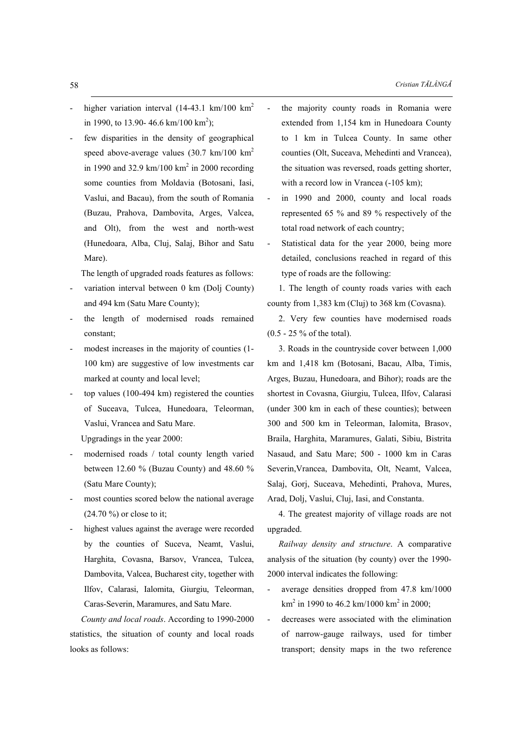- higher variation interval (14-43.1 km/100 km$^2$ in 1990, to 13.90- 46.6 km/100 km$^2$);
- few disparities in the density of geographical speed above-average values (30.7 km/100 km$^2$ in 1990 and 32.9 km/100 km$^2$ in 2000 recording some counties from Moldavia (Botosani, Iasi, Vaslui, and Bacau), from the south of Romania (Buzau, Prahova, Dambovita, Arges, Valcea, and Olt), from the west and north-west (Hunedoara, Alba, Cluj, Salaj, Bihor and Satu Mare).

The length of upgraded roads features as follows:

- variation interval between 0 km (Dolj County) and 494 km (Satu Mare County);
- the length of modernised roads remained constant;
- modest increases in the majority of counties (1-100 km) are suggestive of low investments car marked at county and local level;
- top values (100-494 km) registered the counties of Suceava, Tulcea, Hunedoara, Teleorman, Vaslui, Vrancea and Satu Mare.

Upgradings in the year 2000:

- modernised roads / total county length varied between 12.60 % (Buzau County) and 48.60 % (Satu Mare County);
- most counties scored below the national average (24.70 %) or close to it;
- highest values against the average were recorded by the counties of Suceva, Neamt, Vaslui, Harghita, Covasna, Barsov, Vrancea, Tulcea, Dambovita, Valcea, Bucharest city, together with Ilfov, Calarasi, Ialomita, Giurgiu, Teleorman, Caras-Severin, Maramures, and Satu Mare.

*County and local roads*. According to 1990-2000 statistics, the situation of county and local roads looks as follows:

- the majority county roads in Romania were extended from 1,154 km in Hunedoara County to 1 km in Tulcea County. In same other counties (Olt, Suceava, Mehedinti and Vrancea), the situation was reversed, roads getting shorter, with a record low in Vrancea (-105 km);
- in 1990 and 2000, county and local roads represented 65 % and 89 % respectively of the total road network of each country;
- Statistical data for the year 2000, being more detailed, conclusions reached in regard of this type of roads are the following:

1. The length of county roads varies with each county from 1,383 km (Cluj) to 368 km (Covasna).

2. Very few counties have modernised roads (0.5 - 25 % of the total).

3. Roads in the countryside cover between 1,000 km and 1,418 km (Botosani, Bacau, Alba, Timis, Arges, Buzau, Hunedoara, and Bihor); roads are the shortest in Covasna, Giurgiu, Tulcea, Ilfov, Calarasi (under 300 km in each of these counties); between 300 and 500 km in Teleorman, Ialomita, Brasov, Braila, Harghita, Maramures, Galati, Sibiu, Bistrita Nasaud, and Satu Mare; 500 - 1000 km in Caras Severin,Vrancea, Dambovita, Olt, Neamt, Valcea, Salaj, Gorj, Suceava, Mehedinti, Prahova, Mures, Arad, Dolj, Vaslui, Cluj, Iasi, and Constanta.

4. The greatest majority of village roads are not upgraded.

*Railway density and structure*. A comparative analysis of the situation (by county) over the 1990-2000 interval indicates the following:

- average densities dropped from 47.8 km/1000 km$^2$ in 1990 to 46.2 km/1000 km$^2$ in 2000;
- decreases were associated with the elimination of narrow-gauge railways, used for timber transport; density maps in the two reference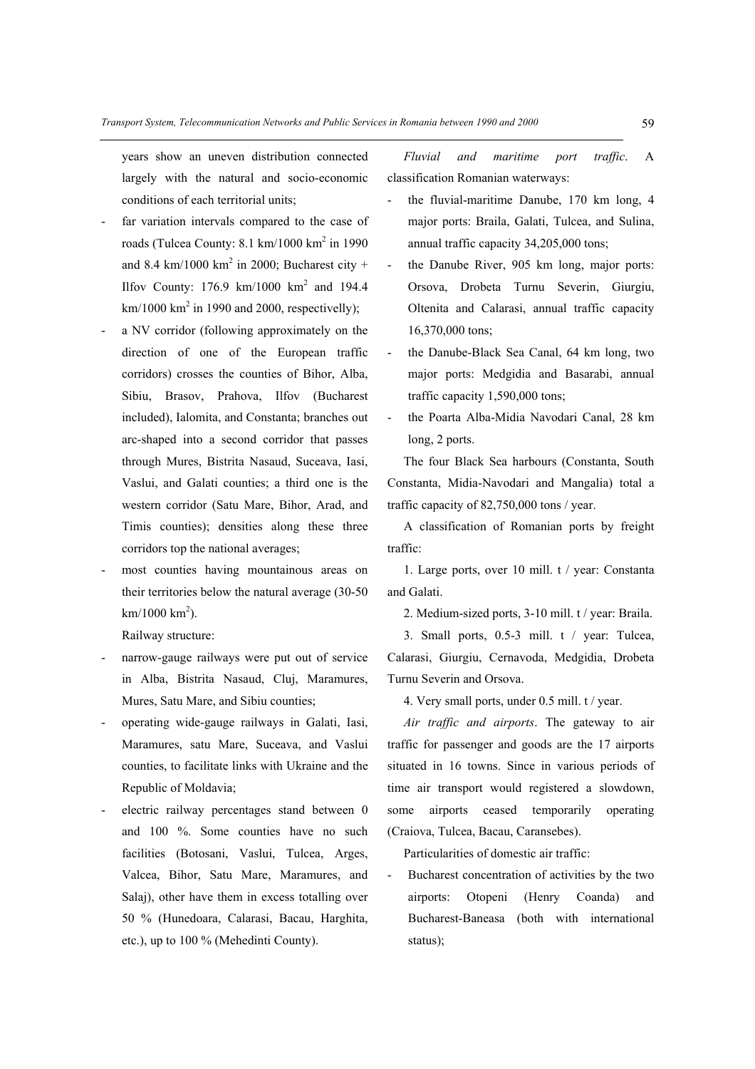years show an uneven distribution connected largely with the natural and socio-economic conditions of each territorial units;

- far variation intervals compared to the case of roads (Tulcea County: 8.1 km/1000 km$^2$ in 1990 and 8.4 km/1000 km$^2$ in 2000; Bucharest city + Ilfov County: 176.9 km/1000 km$^2$ and 194.4 km/1000 km$^2$ in 1990 and 2000, respectivelly);
- a NV corridor (following approximately on the direction of one of the European traffic corridors) crosses the counties of Bihor, Alba, Sibiu, Brasov, Prahova, Ilfov (Bucharest included), Ialomita, and Constanta; branches out arc-shaped into a second corridor that passes through Mures, Bistrita Nasaud, Suceava, Iasi, Vaslui, and Galati counties; a third one is the western corridor (Satu Mare, Bihor, Arad, and Timis counties); densities along these three corridors top the national averages;
- most counties having mountainous areas on their territories below the natural average (30-50 km/1000 km$^2$).

Railway structure:

- narrow-gauge railways were put out of service in Alba, Bistrita Nasaud, Cluj, Maramures, Mures, Satu Mare, and Sibiu counties;
- operating wide-gauge railways in Galati, Iasi, Maramures, satu Mare, Suceava, and Vaslui counties, to facilitate links with Ukraine and the Republic of Moldavia;
- electric railway percentages stand between 0 and 100 %. Some counties have no such facilities (Botosani, Vaslui, Tulcea, Arges, Valcea, Bihor, Satu Mare, Maramures, and Salaj), other have them in excess totalling over 50 % (Hunedoara, Calarasi, Bacau, Harghita, etc.), up to 100 % (Mehedinti County).

*Fluvial and maritime port traffic*. A classification Romanian waterways:

- the fluvial-maritime Danube, 170 km long, 4 major ports: Braila, Galati, Tulcea, and Sulina, annual traffic capacity 34,205,000 tons;
- the Danube River, 905 km long, major ports: Orsova, Drobeta Turnu Severin, Giurgiu, Oltenita and Calarasi, annual traffic capacity 16,370,000 tons;
- the Danube-Black Sea Canal, 64 km long, two major ports: Medgidia and Basarabi, annual traffic capacity 1,590,000 tons;
- the Poarta Alba-Midia Navodari Canal, 28 km long, 2 ports.

The four Black Sea harbours (Constanta, South Constanta, Midia-Navodari and Mangalia) total a traffic capacity of 82,750,000 tons / year.

A classification of Romanian ports by freight traffic:

1. Large ports, over 10 mill. t / year: Constanta and Galati.
2. Medium-sized ports, 3-10 mill. t / year: Braila.
3. Small ports, 0.5-3 mill. t / year: Tulcea, Calarasi, Giurgiu, Cernavoda, Medgidia, Drobeta Turnu Severin and Orsova.
4. Very small ports, under 0.5 mill. t / year.

*Air traffic and airports*. The gateway to air traffic for passenger and goods are the 17 airports situated in 16 towns. Since in various periods of time air transport would registered a slowdown, some airports ceased temporarily operating (Craiova, Tulcea, Bacau, Caransebes).

Particularities of domestic air traffic:

- Bucharest concentration of activities by the two airports: Otopeni (Henry Coanda) and Bucharest-Baneasa (both with international status);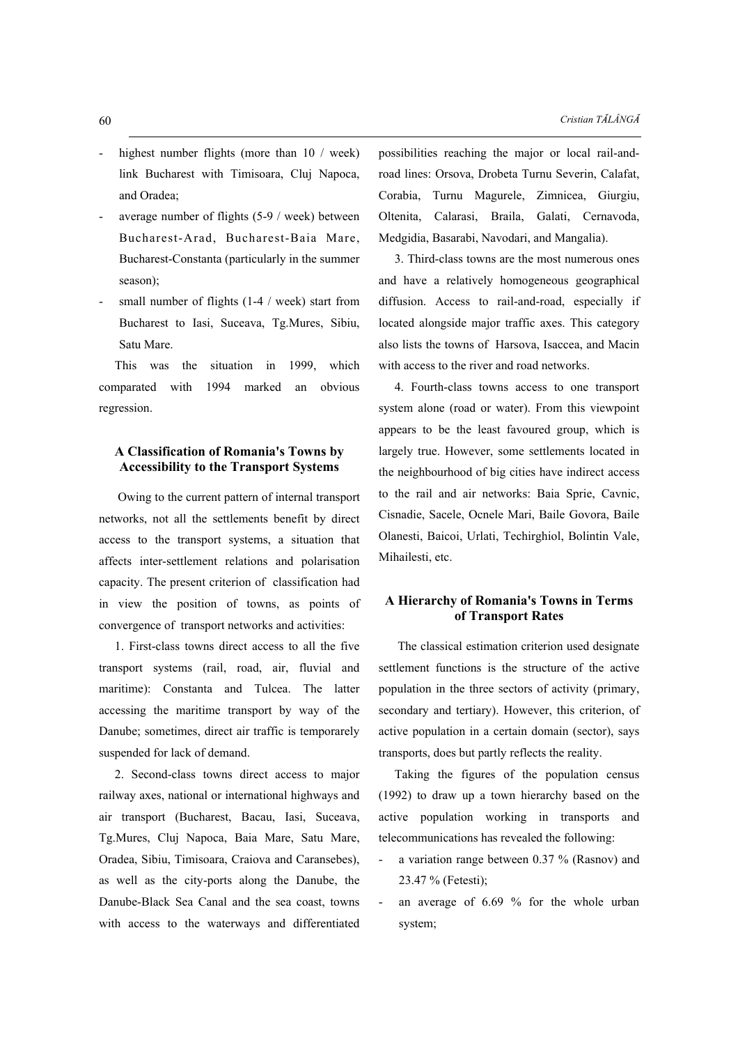- highest number flights (more than 10 / week) link Bucharest with Timisoara, Cluj Napoca, and Oradea;
- average number of flights (5-9 / week) between Bucharest-Arad, Bucharest-Baia Mare, Bucharest-Constanta (particularly in the summer season);
- small number of flights (1-4 / week) start from Bucharest to Iasi, Suceava, Tg.Mures, Sibiu, Satu Mare.

This was the situation in 1999, which comparated with 1994 marked an obvious regression.

## A Classification of Romania's Towns by Accessibility to the Transport Systems

Owing to the current pattern of internal transport networks, not all the settlements benefit by direct access to the transport systems, a situation that affects inter-settlement relations and polarisation capacity. The present criterion of classification had in view the position of towns, as points of convergence of transport networks and activities:

1. First-class towns direct access to all the five transport systems (rail, road, air, fluvial and maritime): Constanta and Tulcea. The latter accessing the maritime transport by way of the Danube; sometimes, direct air traffic is temporarely suspended for lack of demand.

2. Second-class towns direct access to major railway axes, national or international highways and air transport (Bucharest, Bacau, Iasi, Suceava, Tg.Mures, Cluj Napoca, Baia Mare, Satu Mare, Oradea, Sibiu, Timisoara, Craiova and Caransebes), as well as the city-ports along the Danube, the Danube-Black Sea Canal and the sea coast, towns with access to the waterways and differentiated possibilities reaching the major or local rail-and-road lines: Orsova, Drobeta Turnu Severin, Calafat, Corabia, Turnu Magurele, Zimnicea, Giurgiu, Oltenita, Calarasi, Braila, Galati, Cernavoda, Medgidia, Basarabi, Navodari, and Mangalia).

3. Third-class towns are the most numerous ones and have a relatively homogeneous geographical diffusion. Access to rail-and-road, especially if located alongside major traffic axes. This category also lists the towns of Harsova, Isaccea, and Macin with access to the river and road networks.

4. Fourth-class towns access to one transport system alone (road or water). From this viewpoint appears to be the least favoured group, which is largely true. However, some settlements located in the neighbourhood of big cities have indirect access to the rail and air networks: Baia Sprie, Cavnic, Cisnadie, Sacele, Ocnele Mari, Baile Govora, Baile Olanesti, Baicoi, Urlati, Techirghiol, Bolintin Vale, Mihailesti, etc.

## A Hierarchy of Romania's Towns in Terms of Transport Rates

The classical estimation criterion used designate settlement functions is the structure of the active population in the three sectors of activity (primary, secondary and tertiary). However, this criterion, of active population in a certain domain (sector), says transports, does but partly reflects the reality.

Taking the figures of the population census (1992) to draw up a town hierarchy based on the active population working in transports and telecommunications has revealed the following:

- a variation range between 0.37 % (Rasnov) and 23.47 % (Fetesti);
- an average of 6.69 % for the whole urban system;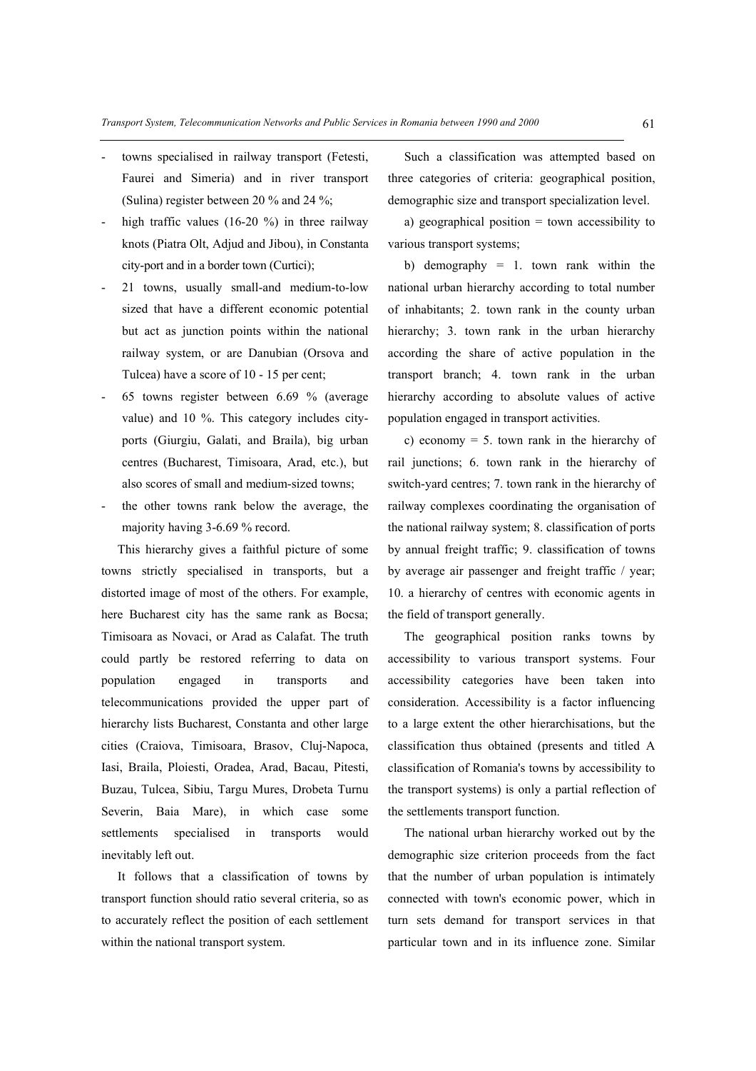- towns specialised in railway transport (Fetesti, Faurei and Simeria) and in river transport (Sulina) register between 20 % and 24 %;
- high traffic values (16-20 %) in three railway knots (Piatra Olt, Adjud and Jibou), in Constanta city-port and in a border town (Curtici);
- 21 towns, usually small-and medium-to-low sized that have a different economic potential but act as junction points within the national railway system, or are Danubian (Orsova and Tulcea) have a score of 10 - 15 per cent;
- 65 towns register between 6.69 % (average value) and 10 %. This category includes city-ports (Giurgiu, Galati, and Braila), big urban centres (Bucharest, Timisoara, Arad, etc.), but also scores of small and medium-sized towns;
- the other towns rank below the average, the majority having 3-6.69 % record.

This hierarchy gives a faithful picture of some towns strictly specialised in transports, but a distorted image of most of the others. For example, here Bucharest city has the same rank as Bocsa; Timisoara as Novaci, or Arad as Calafat. The truth could partly be restored referring to data on population engaged in transports and telecommunications provided the upper part of hierarchy lists Bucharest, Constanta and other large cities (Craiova, Timisoara, Brasov, Cluj-Napoca, Iasi, Braila, Ploiesti, Oradea, Arad, Bacau, Pitesti, Buzau, Tulcea, Sibiu, Targu Mures, Drobeta Turnu Severin, Baia Mare), in which case some settlements specialised in transports would inevitably left out.

It follows that a classification of towns by transport function should ratio several criteria, so as to accurately reflect the position of each settlement within the national transport system.

Such a classification was attempted based on three categories of criteria: geographical position, demographic size and transport specialization level.

a) geographical position = town accessibility to various transport systems;

b) demography = 1. town rank within the national urban hierarchy according to total number of inhabitants; 2. town rank in the county urban hierarchy; 3. town rank in the urban hierarchy according the share of active population in the transport branch; 4. town rank in the urban hierarchy according to absolute values of active population engaged in transport activities.

c) economy = 5. town rank in the hierarchy of rail junctions; 6. town rank in the hierarchy of switch-yard centres; 7. town rank in the hierarchy of railway complexes coordinating the organisation of the national railway system; 8. classification of ports by annual freight traffic; 9. classification of towns by average air passenger and freight traffic / year; 10. a hierarchy of centres with economic agents in the field of transport generally.

The geographical position ranks towns by accessibility to various transport systems. Four accessibility categories have been taken into consideration. Accessibility is a factor influencing to a large extent the other hierarchisations, but the classification thus obtained (presents and titled A classification of Romania's towns by accessibility to the transport systems) is only a partial reflection of the settlements transport function.

The national urban hierarchy worked out by the demographic size criterion proceeds from the fact that the number of urban population is intimately connected with town's economic power, which in turn sets demand for transport services in that particular town and in its influence zone. Similar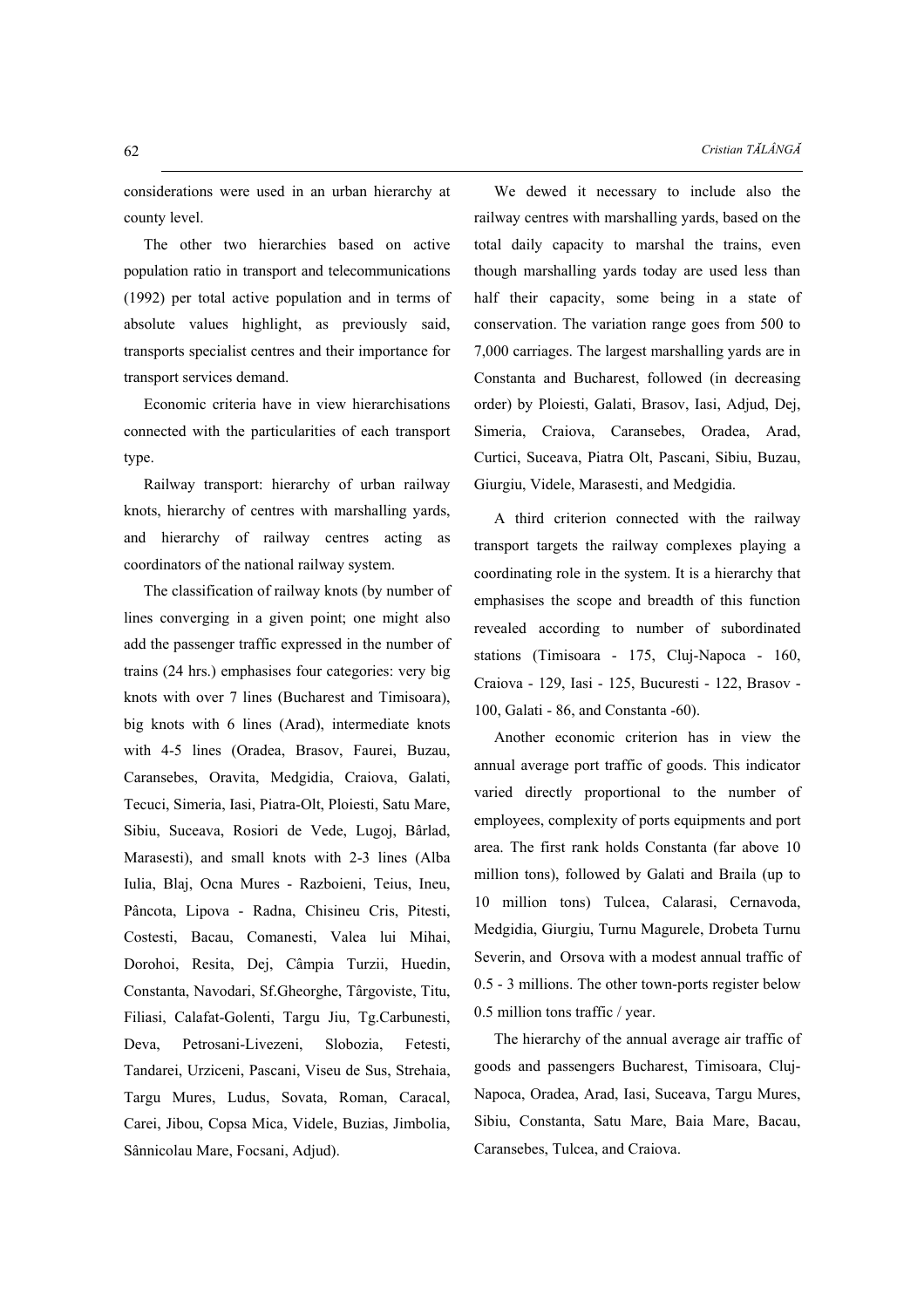considerations were used in an urban hierarchy at county level.

The other two hierarchies based on active population ratio in transport and telecommunications (1992) per total active population and in terms of absolute values highlight, as previously said, transports specialist centres and their importance for transport services demand.

Economic criteria have in view hierarchisations connected with the particularities of each transport type.

Railway transport: hierarchy of urban railway knots, hierarchy of centres with marshalling yards, and hierarchy of railway centres acting as coordinators of the national railway system.

The classification of railway knots (by number of lines converging in a given point; one might also add the passenger traffic expressed in the number of trains (24 hrs.) emphasises four categories: very big knots with over 7 lines (Bucharest and Timisoara), big knots with 6 lines (Arad), intermediate knots with 4-5 lines (Oradea, Brasov, Faurei, Buzau, Caransebes, Oravita, Medgidia, Craiova, Galati, Tecuci, Simeria, Iasi, Piatra-Olt, Ploiesti, Satu Mare, Sibiu, Suceava, Rosiori de Vede, Lugoj, Bârlad, Marasesti), and small knots with 2-3 lines (Alba Iulia, Blaj, Ocna Mures - Razboieni, Teius, Ineu, Pâncota, Lipova - Radna, Chisineu Cris, Pitesti, Costesti, Bacau, Comanesti, Valea lui Mihai, Dorohoi, Resita, Dej, Câmpia Turzii, Huedin, Constanta, Navodari, Sf.Gheorghe, Târgoviste, Titu, Filiasi, Calafat-Golenti, Targu Jiu, Tg.Carbunesti, Deva, Petrosani-Livezeni, Slobozia, Fetesti, Tandarei, Urziceni, Pascani, Viseu de Sus, Strehaia, Targu Mures, Ludus, Sovata, Roman, Caracal, Carei, Jibou, Copsa Mica, Videle, Buzias, Jimbolia, Sânnicolau Mare, Focsani, Adjud).

We dewed it necessary to include also the railway centres with marshalling yards, based on the total daily capacity to marshal the trains, even though marshalling yards today are used less than half their capacity, some being in a state of conservation. The variation range goes from 500 to 7,000 carriages. The largest marshalling yards are in Constanta and Bucharest, followed (in decreasing order) by Ploiesti, Galati, Brasov, Iasi, Adjud, Dej, Simeria, Craiova, Caransebes, Oradea, Arad, Curtici, Suceava, Piatra Olt, Pascani, Sibiu, Buzau, Giurgiu, Videle, Marasesti, and Medgidia.

A third criterion connected with the railway transport targets the railway complexes playing a coordinating role in the system. It is a hierarchy that emphasises the scope and breadth of this function revealed according to number of subordinated stations (Timisoara - 175, Cluj-Napoca - 160, Craiova - 129, Iasi - 125, Bucuresti - 122, Brasov - 100, Galati - 86, and Constanta -60).

Another economic criterion has in view the annual average port traffic of goods. This indicator varied directly proportional to the number of employees, complexity of ports equipments and port area. The first rank holds Constanta (far above 10 million tons), followed by Galati and Braila (up to 10 million tons) Tulcea, Calarasi, Cernavoda, Medgidia, Giurgiu, Turnu Magurele, Drobeta Turnu Severin, and Orsova with a modest annual traffic of 0.5 - 3 millions. The other town-ports register below 0.5 million tons traffic / year.

The hierarchy of the annual average air traffic of goods and passengers Bucharest, Timisoara, Cluj-Napoca, Oradea, Arad, Iasi, Suceava, Targu Mures, Sibiu, Constanta, Satu Mare, Baia Mare, Bacau, Caransebes, Tulcea, and Craiova.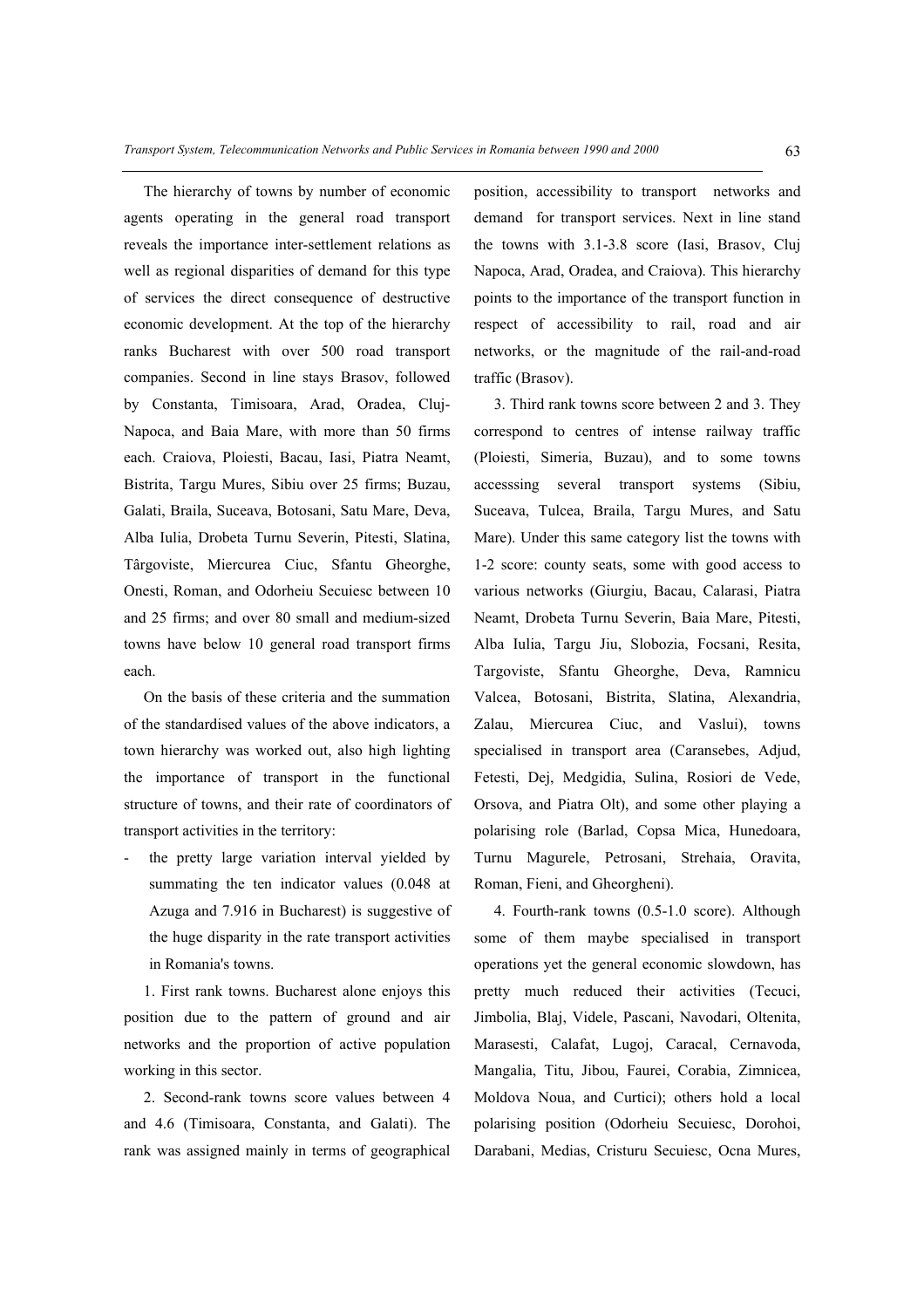The hierarchy of towns by number of economic agents operating in the general road transport reveals the importance inter-settlement relations as well as regional disparities of demand for this type of services the direct consequence of destructive economic development. At the top of the hierarchy ranks Bucharest with over 500 road transport companies. Second in line stays Brasov, followed by Constanta, Timisoara, Arad, Oradea, Cluj-Napoca, and Baia Mare, with more than 50 firms each. Craiova, Ploiesti, Bacau, Iasi, Piatra Neamt, Bistrita, Targu Mures, Sibiu over 25 firms; Buzau, Galati, Braila, Suceava, Botosani, Satu Mare, Deva, Alba Iulia, Drobeta Turnu Severin, Pitesti, Slatina, Târgoviste, Miercurea Ciuc, Sfantu Gheorghe, Onesti, Roman, and Odorheiu Secuiesc between 10 and 25 firms; and over 80 small and medium-sized towns have below 10 general road transport firms each.

On the basis of these criteria and the summation of the standardised values of the above indicators, a town hierarchy was worked out, also high lighting the importance of transport in the functional structure of towns, and their rate of coordinators of transport activities in the territory:

- the pretty large variation interval yielded by summating the ten indicator values (0.048 at Azuga and 7.916 in Bucharest) is suggestive of the huge disparity in the rate transport activities in Romania's towns.

1. First rank towns. Bucharest alone enjoys this position due to the pattern of ground and air networks and the proportion of active population working in this sector.

2. Second-rank towns score values between 4 and 4.6 (Timisoara, Constanta, and Galati). The rank was assigned mainly in terms of geographical position, accessibility to transport networks and demand for transport services. Next in line stand the towns with 3.1-3.8 score (Iasi, Brasov, Cluj Napoca, Arad, Oradea, and Craiova). This hierarchy points to the importance of the transport function in respect of accessibility to rail, road and air networks, or the magnitude of the rail-and-road traffic (Brasov).

3. Third rank towns score between 2 and 3. They correspond to centres of intense railway traffic (Ploiesti, Simeria, Buzau), and to some towns accesssing several transport systems (Sibiu, Suceava, Tulcea, Braila, Targu Mures, and Satu Mare). Under this same category list the towns with 1-2 score: county seats, some with good access to various networks (Giurgiu, Bacau, Calarasi, Piatra Neamt, Drobeta Turnu Severin, Baia Mare, Pitesti, Alba Iulia, Targu Jiu, Slobozia, Focsani, Resita, Targoviste, Sfantu Gheorghe, Deva, Ramnicu Valcea, Botosani, Bistrita, Slatina, Alexandria, Zalau, Miercurea Ciuc, and Vaslui), towns specialised in transport area (Caransebes, Adjud, Fetesti, Dej, Medgidia, Sulina, Rosiori de Vede, Orsova, and Piatra Olt), and some other playing a polarising role (Barlad, Copsa Mica, Hunedoara, Turnu Magurele, Petrosani, Strehaia, Oravita, Roman, Fieni, and Gheorgheni).

4. Fourth-rank towns (0.5-1.0 score). Although some of them maybe specialised in transport operations yet the general economic slowdown, has pretty much reduced their activities (Tecuci, Jimbolia, Blaj, Videle, Pascani, Navodari, Oltenita, Marasesti, Calafat, Lugoj, Caracal, Cernavoda, Mangalia, Titu, Jibou, Faurei, Corabia, Zimnicea, Moldova Noua, and Curtici); others hold a local polarising position (Odorheiu Secuiesc, Dorohoi, Darabani, Medias, Cristuru Secuiesc, Ocna Mures,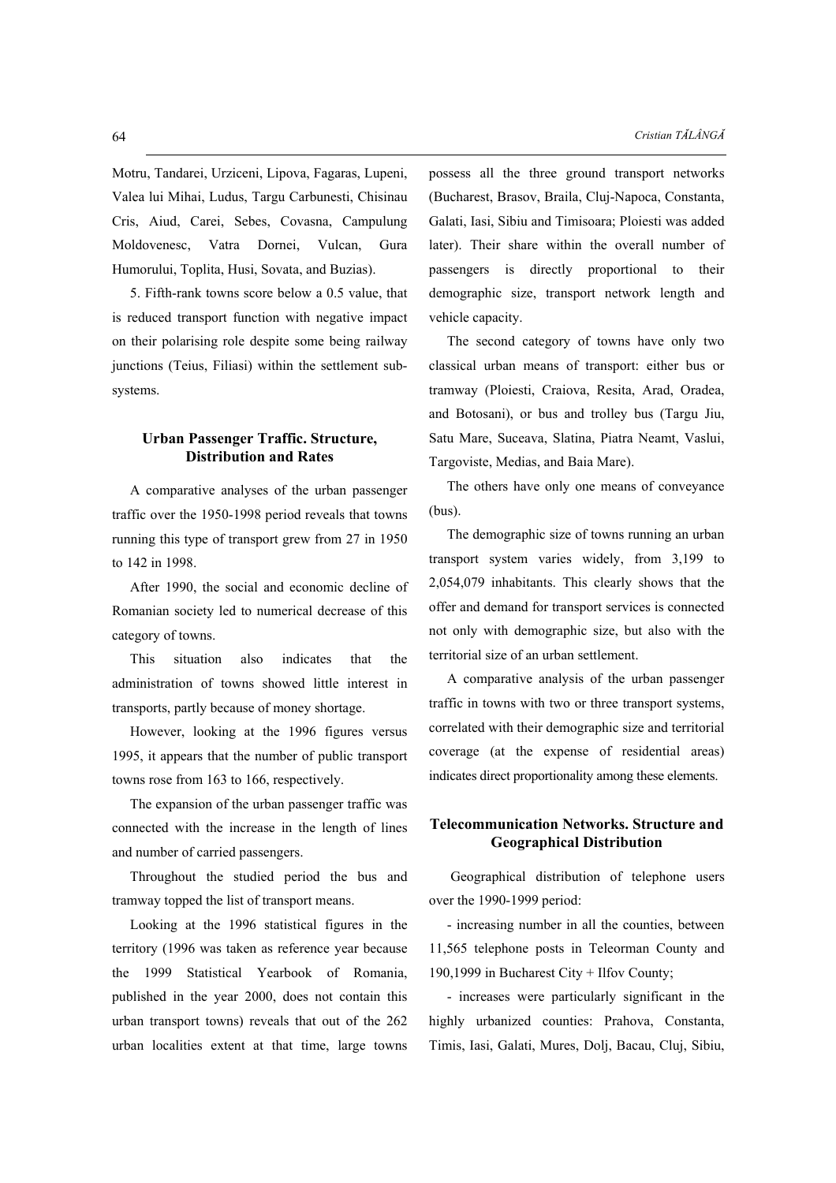Motru, Tandarei, Urziceni, Lipova, Fagaras, Lupeni, Valea lui Mihai, Ludus, Targu Carbunesti, Chisinau Cris, Aiud, Carei, Sebes, Covasna, Campulung Moldovenesc, Vatra Dornei, Vulcan, Gura Humorului, Toplita, Husi, Sovata, and Buzias).

5. Fifth-rank towns score below a 0.5 value, that is reduced transport function with negative impact on their polarising role despite some being railway junctions (Teius, Filiasi) within the settlement sub-systems.

## Urban Passenger Traffic. Structure, Distribution and Rates

A comparative analyses of the urban passenger traffic over the 1950-1998 period reveals that towns running this type of transport grew from 27 in 1950 to 142 in 1998.

After 1990, the social and economic decline of Romanian society led to numerical decrease of this category of towns.

This situation also indicates that the administration of towns showed little interest in transports, partly because of money shortage.

However, looking at the 1996 figures versus 1995, it appears that the number of public transport towns rose from 163 to 166, respectively.

The expansion of the urban passenger traffic was connected with the increase in the length of lines and number of carried passengers.

Throughout the studied period the bus and tramway topped the list of transport means.

Looking at the 1996 statistical figures in the territory (1996 was taken as reference year because the 1999 Statistical Yearbook of Romania, published in the year 2000, does not contain this urban transport towns) reveals that out of the 262 urban localities extent at that time, large towns possess all the three ground transport networks (Bucharest, Brasov, Braila, Cluj-Napoca, Constanta, Galati, Iasi, Sibiu and Timisoara; Ploiesti was added later). Their share within the overall number of passengers is directly proportional to their demographic size, transport network length and vehicle capacity.

The second category of towns have only two classical urban means of transport: either bus or tramway (Ploiesti, Craiova, Resita, Arad, Oradea, and Botosani), or bus and trolley bus (Targu Jiu, Satu Mare, Suceava, Slatina, Piatra Neamt, Vaslui, Targoviste, Medias, and Baia Mare).

The others have only one means of conveyance (bus).

The demographic size of towns running an urban transport system varies widely, from 3,199 to 2,054,079 inhabitants. This clearly shows that the offer and demand for transport services is connected not only with demographic size, but also with the territorial size of an urban settlement.

A comparative analysis of the urban passenger traffic in towns with two or three transport systems, correlated with their demographic size and territorial coverage (at the expense of residential areas) indicates direct proportionality among these elements.

## Telecommunication Networks. Structure and Geographical Distribution

Geographical distribution of telephone users over the 1990-1999 period:

- increasing number in all the counties, between 11,565 telephone posts in Teleorman County and 190,1999 in Bucharest City + Ilfov County;
- increases were particularly significant in the highly urbanized counties: Prahova, Constanta, Timis, Iasi, Galati, Mures, Dolj, Bacau, Cluj, Sibiu,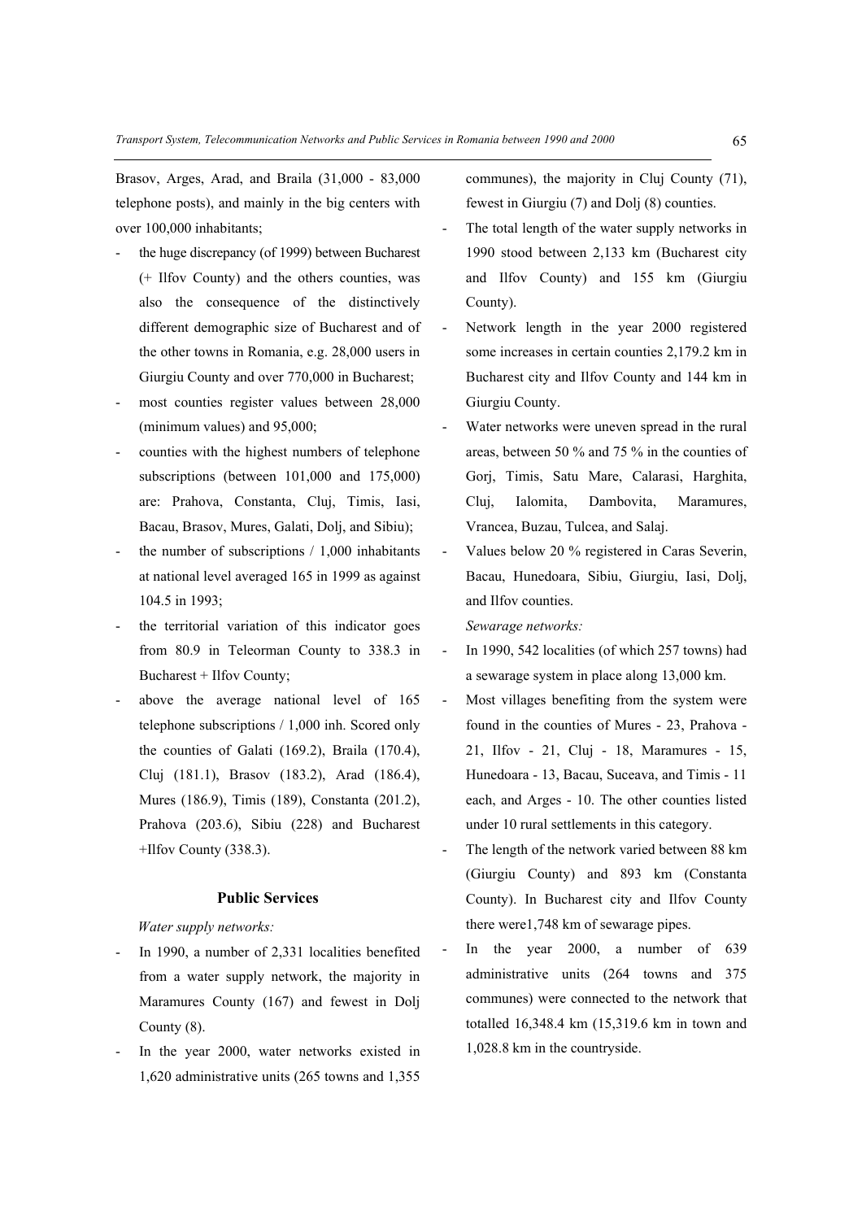Brasov, Arges, Arad, and Braila (31,000 - 83,000 telephone posts), and mainly in the big centers with over 100,000 inhabitants;

- the huge discrepancy (of 1999) between Bucharest (+ Ilfov County) and the others counties, was also the consequence of the distinctively different demographic size of Bucharest and of the other towns in Romania, e.g. 28,000 users in Giurgiu County and over 770,000 in Bucharest;
- most counties register values between 28,000 (minimum values) and 95,000;
- counties with the highest numbers of telephone subscriptions (between 101,000 and 175,000) are: Prahova, Constanta, Cluj, Timis, Iasi, Bacau, Brasov, Mures, Galati, Dolj, and Sibiu);
- the number of subscriptions / 1,000 inhabitants at national level averaged 165 in 1999 as against 104.5 in 1993;
- the territorial variation of this indicator goes from 80.9 in Teleorman County to 338.3 in Bucharest + Ilfov County;
- above the average national level of 165 telephone subscriptions / 1,000 inh. Scored only the counties of Galati (169.2), Braila (170.4), Cluj (181.1), Brasov (183.2), Arad (186.4), Mures (186.9), Timis (189), Constanta (201.2), Prahova (203.6), Sibiu (228) and Bucharest +Ilfov County (338.3).

### Public Services

*Water supply networks:*

- In 1990, a number of 2,331 localities benefited from a water supply network, the majority in Maramures County (167) and fewest in Dolj County (8).
- In the year 2000, water networks existed in 1,620 administrative units (265 towns and 1,355 communes), the majority in Cluj County (71), fewest in Giurgiu (7) and Dolj (8) counties.
- The total length of the water supply networks in 1990 stood between 2,133 km (Bucharest city and Ilfov County) and 155 km (Giurgiu County).
- Network length in the year 2000 registered some increases in certain counties 2,179.2 km in Bucharest city and Ilfov County and 144 km in Giurgiu County.
- Water networks were uneven spread in the rural areas, between 50 % and 75 % in the counties of Gorj, Timis, Satu Mare, Calarasi, Harghita, Cluj, Ialomita, Dambovita, Maramures, Vrancea, Buzau, Tulcea, and Salaj.
- Values below 20 % registered in Caras Severin, Bacau, Hunedoara, Sibiu, Giurgiu, Iasi, Dolj, and Ilfov counties.

*Sewarage networks:*

- In 1990, 542 localities (of which 257 towns) had a sewarage system in place along 13,000 km.
- Most villages benefiting from the system were found in the counties of Mures - 23, Prahova - 21, Ilfov - 21, Cluj - 18, Maramures - 15, Hunedoara - 13, Bacau, Suceava, and Timis - 11 each, and Arges - 10. The other counties listed under 10 rural settlements in this category.
- The length of the network varied between 88 km (Giurgiu County) and 893 km (Constanta County). In Bucharest city and Ilfov County there were1,748 km of sewarage pipes.
- In the year 2000, a number of 639 administrative units (264 towns and 375 communes) were connected to the network that totalled 16,348.4 km (15,319.6 km in town and 1,028.8 km in the countryside.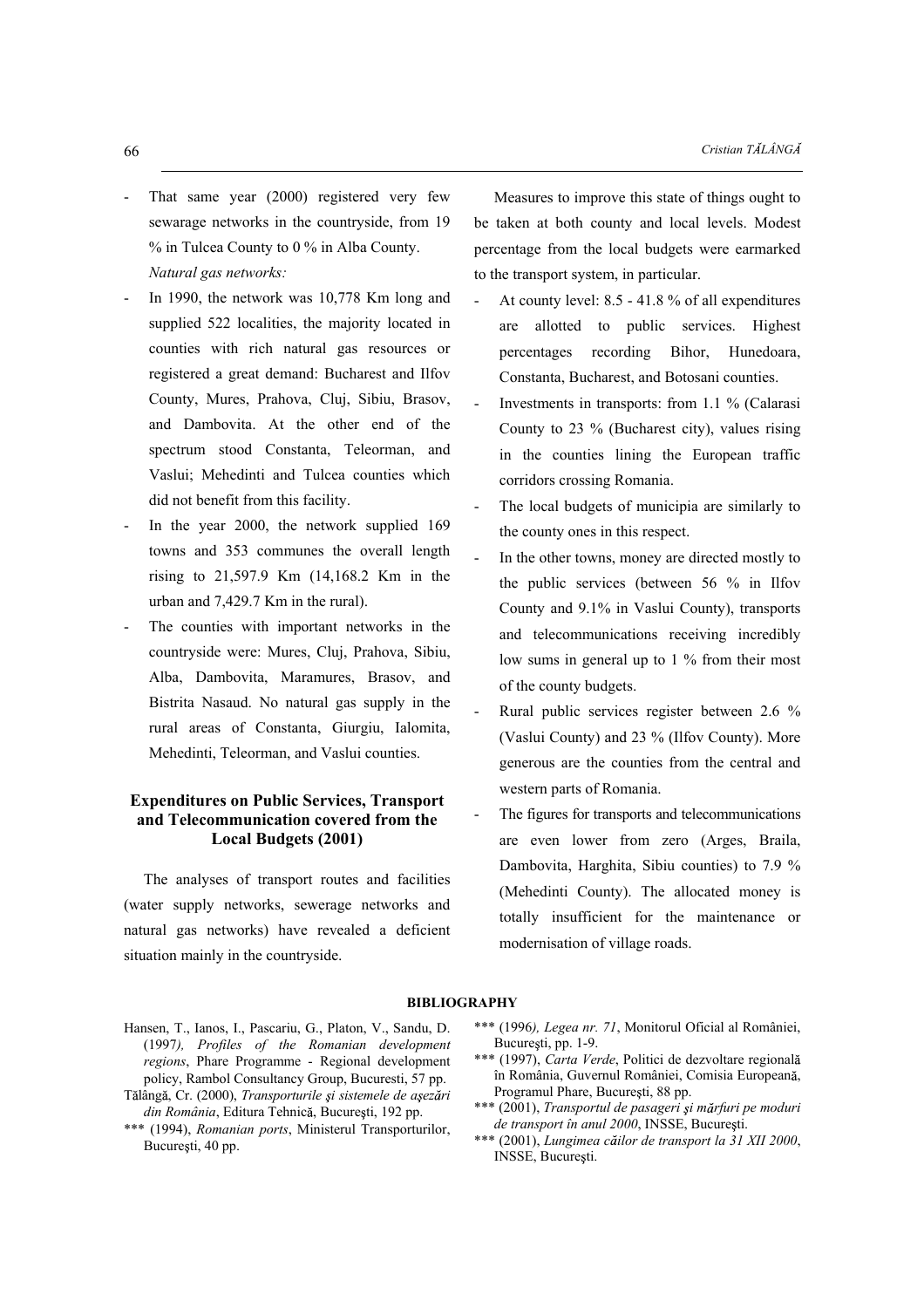- That same year (2000) registered very few sewarage networks in the countryside, from 19 % in Tulcea County to 0 % in Alba County.

*Natural gas networks:*

- In 1990, the network was 10,778 Km long and supplied 522 localities, the majority located in counties with rich natural gas resources or registered a great demand: Bucharest and Ilfov County, Mures, Prahova, Cluj, Sibiu, Brasov, and Dambovita. At the other end of the spectrum stood Constanta, Teleorman, and Vaslui; Mehedinti and Tulcea counties which did not benefit from this facility.
- In the year 2000, the network supplied 169 towns and 353 communes the overall length rising to 21,597.9 Km (14,168.2 Km in the urban and 7,429.7 Km in the rural).
- The counties with important networks in the countryside were: Mures, Cluj, Prahova, Sibiu, Alba, Dambovita, Maramures, Brasov, and Bistrita Nasaud. No natural gas supply in the rural areas of Constanta, Giurgiu, Ialomita, Mehedinti, Teleorman, and Vaslui counties.

## Expenditures on Public Services, Transport and Telecommunication covered from the Local Budgets (2001)

The analyses of transport routes and facilities (water supply networks, sewerage networks and natural gas networks) have revealed a deficient situation mainly in the countryside.

Measures to improve this state of things ought to be taken at both county and local levels. Modest percentage from the local budgets were earmarked to the transport system, in particular.

- At county level: 8.5 - 41.8 % of all expenditures are allotted to public services. Highest percentages recording Bihor, Hunedoara, Constanta, Bucharest, and Botosani counties.
- Investments in transports: from 1.1 % (Calarasi County to 23 % (Bucharest city), values rising in the counties lining the European traffic corridors crossing Romania.
- The local budgets of municipia are similarly to the county ones in this respect.
- In the other towns, money are directed mostly to the public services (between 56 % in Ilfov County and 9.1% in Vaslui County), transports and telecommunications receiving incredibly low sums in general up to 1 % from their most of the county budgets.
- Rural public services register between 2.6 % (Vaslui County) and 23 % (Ilfov County). More generous are the counties from the central and western parts of Romania.
- The figures for transports and telecommunications are even lower from zero (Arges, Braila, Dambovita, Harghita, Sibiu counties) to 7.9 % (Mehedinti County). The allocated money is totally insufficient for the maintenance or modernisation of village roads.

## BIBLIOGRAPHY

Hansen, T., Ianos, I., Pascariu, G., Platon, V., Sandu, D. (1997*), Profiles of the Romanian development regions*, Phare Programme - Regional development policy, Rambol Consultancy Group, Bucuresti, 57 pp.

Tălângă, Cr. (2000), *Transporturile şi sistemele de aşezări din România*, Editura Tehnică, Bucureşti, 192 pp.

*** (1994), *Romanian ports*, Ministerul Transporturilor, Bucureşti, 40 pp.

*** (1996*), Legea nr. 71*, Monitorul Oficial al României, Bucureşti, pp. 1-9.

*** (1997), *Carta Verde*, Politici de dezvoltare regională în România, Guvernul României, Comisia Europeană, Programul Phare, Bucureşti, 88 pp.

*** (2001), *Transportul de pasageri şi mărfuri pe moduri de transport în anul 2000*, INSSE, Bucureşti.

*** (2001), *Lungimea căilor de transport la 31 XII 2000*, INSSE, Bucureşti.